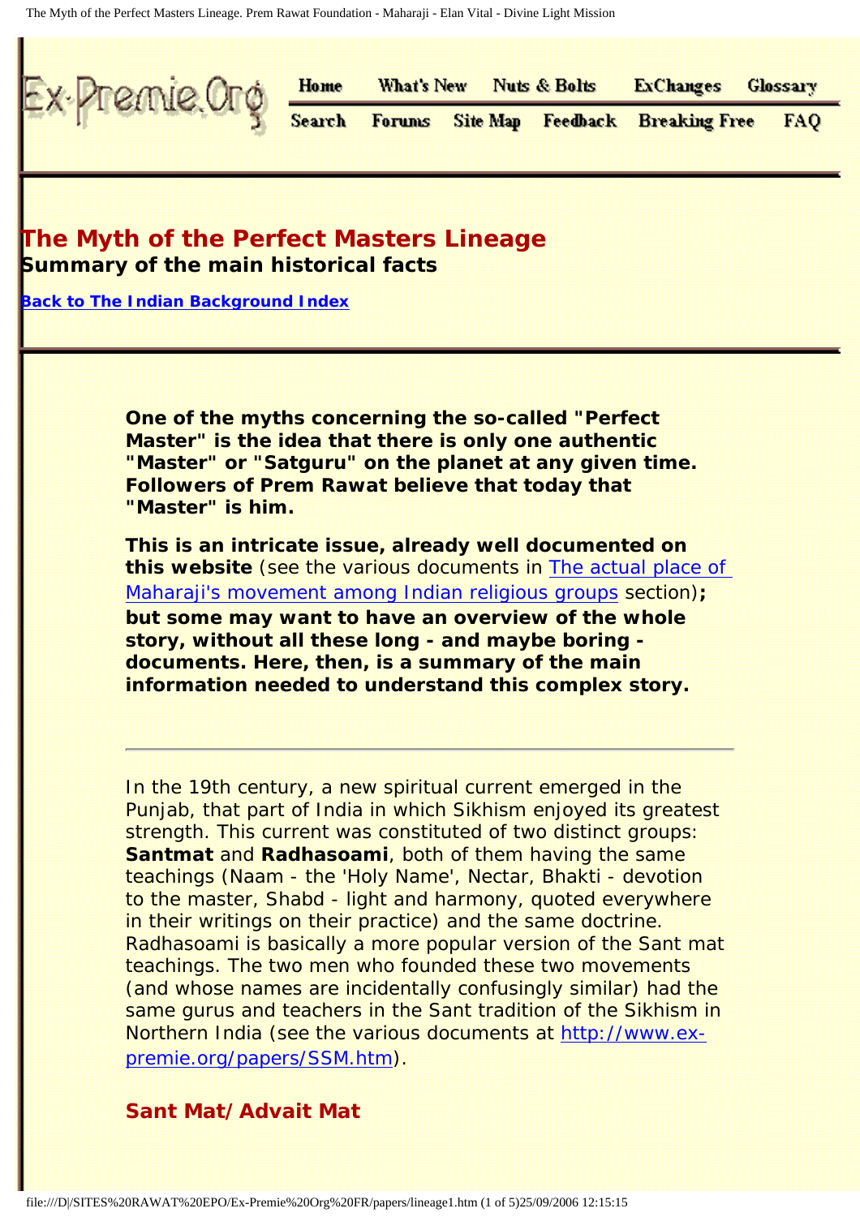Home | What's New | Nuts & Bolts | ExChanges | Glossary
Search | Forums | Site Map | Feedback | Breaking Free | FAQ

# The Myth of the Perfect Masters Lineage

**Summary of the main historical facts**

[Back to The Indian Background Index]

**One of the myths concerning the so-called "Perfect Master" is the idea that there is only one authentic "Master" or "Satguru" on the planet at any given time. Followers of Prem Rawat believe that today that "Master" is him.**

**This is an intricate issue, already well documented on this website** (see the various documents in The actual place of Maharaji's movement among Indian religious groups section)**; but some may want to have an overview of the whole story, without all these long - and maybe boring - documents. Here, then, is a summary of the main information needed to understand this complex story.**

---

In the 19th century, a new spiritual current emerged in the Punjab, that part of India in which Sikhism enjoyed its greatest strength. This current was constituted of two distinct groups: **Santmat** and **Radhasoami**, both of them having the same teachings (Naam - the 'Holy Name', Nectar, Bhakti - devotion to the master, Shabd - light and harmony, quoted everywhere in their writings on their practice) and the same doctrine. Radhasoami is basically a more popular version of the Sant mat teachings. The two men who founded these two movements (and whose names are incidentally confusingly similar) had the same gurus and teachers in the Sant tradition of the Sikhism in Northern India (see the various documents at http://www.ex-premie.org/papers/SSM.htm).

## Sant Mat/Advait Mat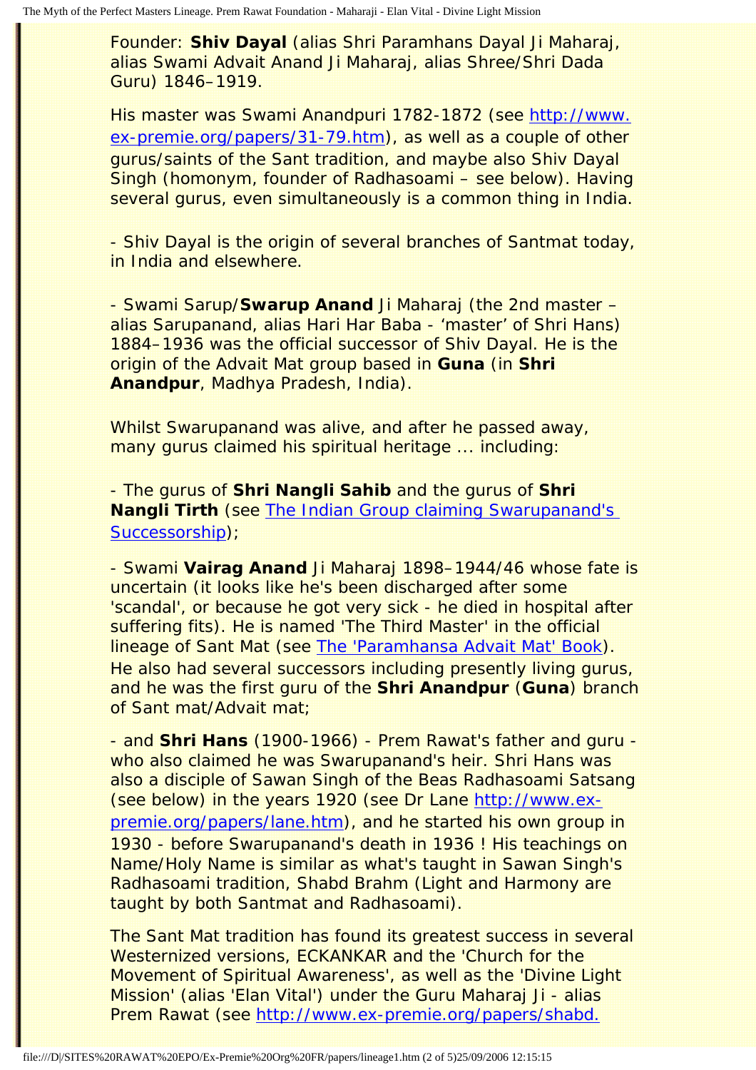Founder: **Shiv Dayal** (alias Shri Paramhans Dayal Ji Maharaj, alias Swami Advait Anand Ji Maharaj, alias Shree/Shri Dada Guru) 1846–1919.

His master was Swami Anandpuri 1782-1872 (see [http://www.ex-premie.org/papers/31-79.htm](http://www.ex-premie.org/papers/31-79.htm)), as well as a couple of other gurus/saints of the Sant tradition, and maybe also Shiv Dayal Singh (homonym, founder of Radhasoami – see below). Having several gurus, even simultaneously is a common thing in India.

- Shiv Dayal is the origin of several branches of Santmat today, in India and elsewhere.

- Swami Sarup/**Swarup Anand** Ji Maharaj (the 2nd master – alias Sarupanand, alias Hari Har Baba - 'master' of Shri Hans) 1884–1936 was the official successor of Shiv Dayal. He is the origin of the Advait Mat group based in **Guna** (in **Shri Anandpur**, Madhya Pradesh, India).

Whilst Swarupanand was alive, and after he passed away, many gurus claimed his spiritual heritage ... including:

- The gurus of **Shri Nangli Sahib** and the gurus of **Shri Nangli Tirth** (see [The Indian Group claiming Swarupanand's Successorship]());

- Swami **Vairag Anand** Ji Maharaj 1898–1944/46 whose fate is uncertain (it looks like he's been discharged after some 'scandal', or because he got very sick - he died in hospital after suffering fits). He is named 'The Third Master' in the official lineage of Sant Mat (see [The 'Paramhansa Advait Mat' Book]()). He also had several successors including presently living gurus, and he was the first guru of the **Shri Anandpur** (**Guna**) branch of Sant mat/Advait mat;

- and **Shri Hans** (1900-1966) - Prem Rawat's father and guru - who also claimed he was Swarupanand's heir. Shri Hans was also a disciple of Sawan Singh of the Beas Radhasoami Satsang (see below) in the years 1920 (see Dr Lane [http://www.ex-premie.org/papers/lane.htm](http://www.ex-premie.org/papers/lane.htm)), and he started his own group in 1930 - before Swarupanand's death in 1936 ! His teachings on Name/Holy Name is similar as what's taught in Sawan Singh's Radhasoami tradition, Shabd Brahm (Light and Harmony are taught by both Santmat and Radhasoami).

The Sant Mat tradition has found its greatest success in several Westernized versions, ECKANKAR and the 'Church for the Movement of Spiritual Awareness', as well as the 'Divine Light Mission' (alias 'Elan Vital') under the Guru Maharaj Ji - alias Prem Rawat (see [http://www.ex-premie.org/papers/shabd.](http://www.ex-premie.org/papers/shabd.)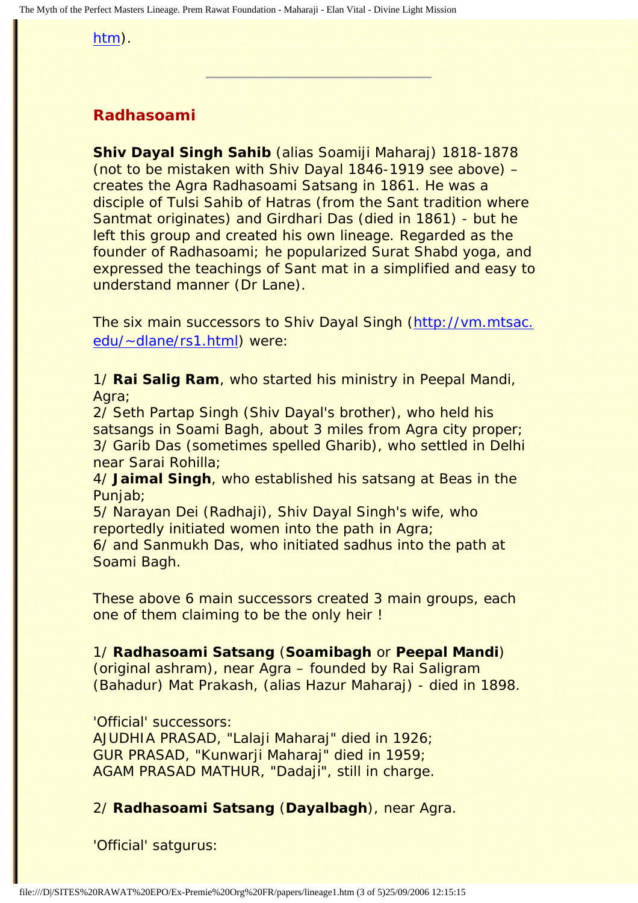htm).

---

## Radhasoami

**Shiv Dayal Singh Sahib** (alias Soamiji Maharaj) 1818-1878 (not to be mistaken with Shiv Dayal 1846-1919 see above) – creates the Agra Radhasoami Satsang in 1861. He was a disciple of Tulsi Sahib of Hatras (from the Sant tradition where Santmat originates) and Girdhari Das (died in 1861) - but he left this group and created his own lineage. Regarded as the founder of Radhasoami; he popularized Surat Shabd yoga, and expressed the teachings of Sant mat in a simplified and easy to understand manner (Dr Lane).

The six main successors to Shiv Dayal Singh (http://vm.mtsac.edu/~dlane/rs1.html) were:

1/ **Rai Salig Ram**, who started his ministry in Peepal Mandi, Agra;
2/ Seth Partap Singh (Shiv Dayal's brother), who held his satsangs in Soami Bagh, about 3 miles from Agra city proper;
3/ Garib Das (sometimes spelled Gharib), who settled in Delhi near Sarai Rohilla;
4/ **Jaimal Singh**, who established his satsang at Beas in the Punjab;
5/ Narayan Dei (Radhaji), Shiv Dayal Singh's wife, who reportedly initiated women into the path in Agra;
6/ and Sanmukh Das, who initiated sadhus into the path at Soami Bagh.

These above 6 main successors created 3 main groups, each one of them claiming to be the only heir !

1/ **Radhasoami Satsang** (**Soamibagh** or **Peepal Mandi**) (original ashram), near Agra – founded by Rai Saligram (Bahadur) Mat Prakash, (alias Hazur Maharaj) - died in 1898.

'Official' successors:
AJUDHIA PRASAD, "Lalaji Maharaj" died in 1926;
GUR PRASAD, "Kunwarji Maharaj" died in 1959;
AGAM PRASAD MATHUR, "Dadaji", still in charge.

2/ **Radhasoami Satsang** (**Dayalbagh**), near Agra.

'Official' satgurus: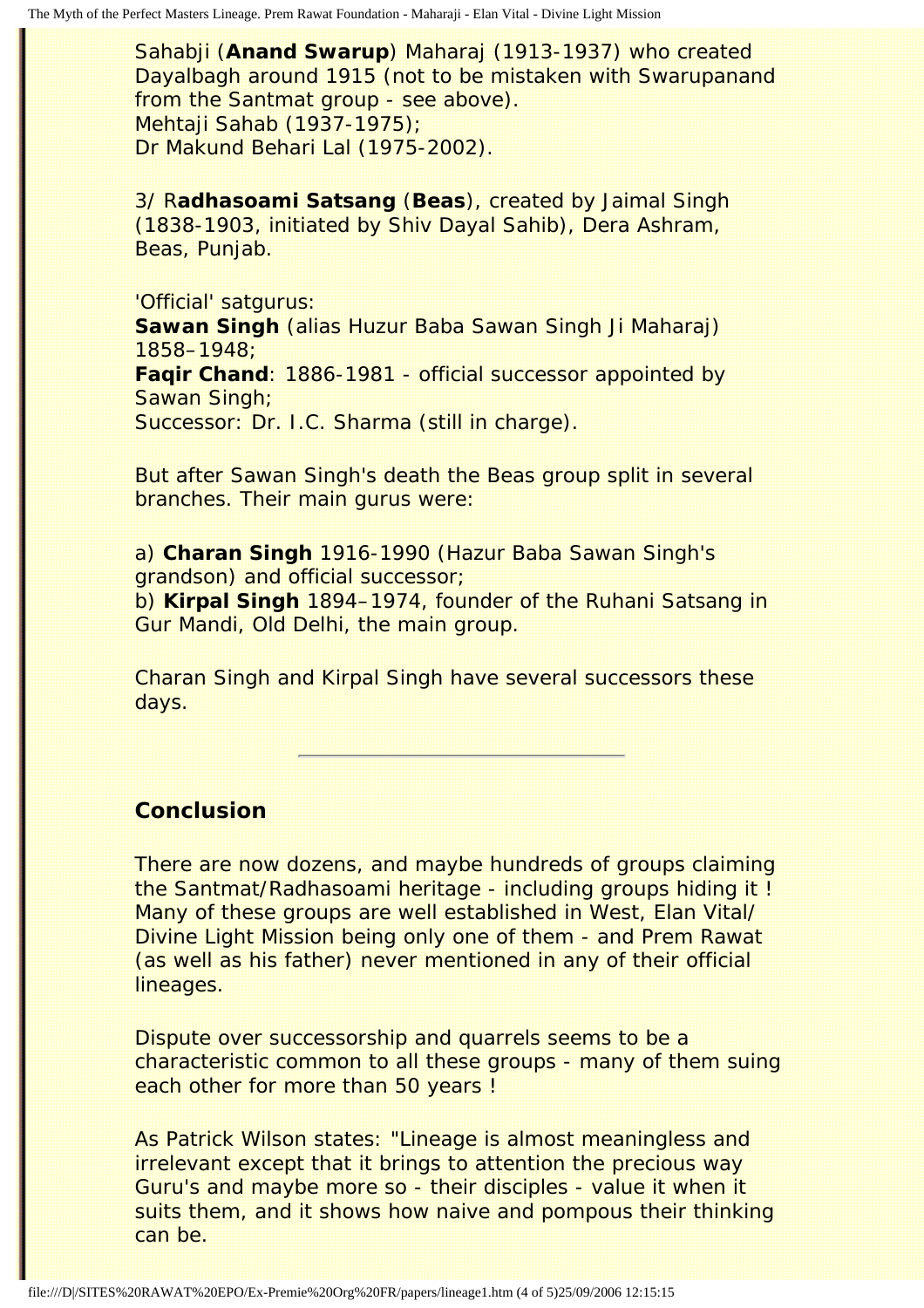Sahabji (**Anand Swarup**) Maharaj (1913-1937) who created Dayalbagh around 1915 (not to be mistaken with Swarupanand from the Santmat group - see above).
Mehtaji Sahab (1937-1975);
Dr Makund Behari Lal (1975-2002).

3/ R**adhasoami Satsang** (**Beas**), created by Jaimal Singh (1838-1903, initiated by Shiv Dayal Sahib), Dera Ashram, Beas, Punjab.

'Official' satgurus:
**Sawan Singh** (alias Huzur Baba Sawan Singh Ji Maharaj) 1858–1948;
**Faqir Chand**: 1886-1981 - official successor appointed by Sawan Singh;
Successor: Dr. I.C. Sharma (still in charge).

But after Sawan Singh's death the Beas group split in several branches. Their main gurus were:

a) **Charan Singh** 1916-1990 (Hazur Baba Sawan Singh's grandson) and official successor;
b) **Kirpal Singh** 1894–1974, founder of the Ruhani Satsang in Gur Mandi, Old Delhi, the main group.

Charan Singh and Kirpal Singh have several successors these days.

---

## Conclusion

There are now dozens, and maybe hundreds of groups claiming the Santmat/Radhasoami heritage - including groups hiding it ! Many of these groups are well established in West, Elan Vital/ Divine Light Mission being only one of them - and Prem Rawat (as well as his father) never mentioned in any of their official lineages.

Dispute over successorship and quarrels seems to be a characteristic common to all these groups - many of them suing each other for more than 50 years !

As Patrick Wilson states: "Lineage is almost meaningless and irrelevant except that it brings to attention the precious way Guru's and maybe more so - their disciples - value it when it suits them, and it shows how naive and pompous their thinking can be.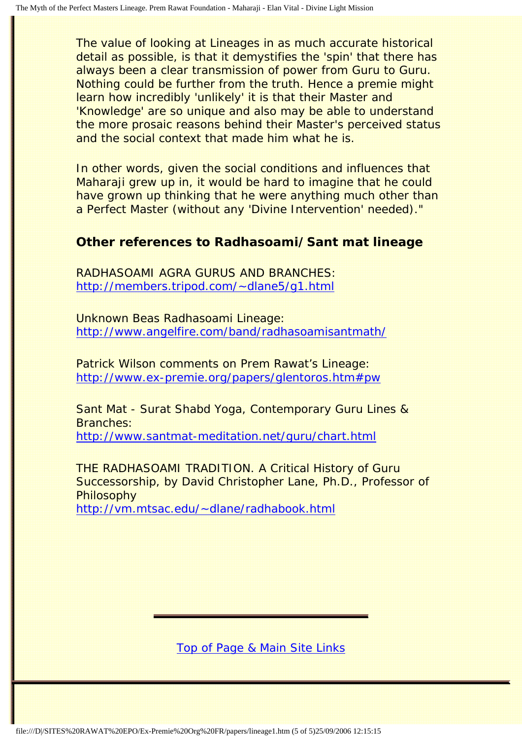The value of looking at Lineages in as much accurate historical detail as possible, is that it demystifies the 'spin' that there has always been a clear transmission of power from Guru to Guru. Nothing could be further from the truth. Hence a premie might learn how incredibly 'unlikely' it is that their Master and 'Knowledge' are so unique and also may be able to understand the more prosaic reasons behind their Master's perceived status and the social context that made him what he is.

In other words, given the social conditions and influences that Maharaji grew up in, it would be hard to imagine that he could have grown up thinking that he were anything much other than a Perfect Master (without any 'Divine Intervention' needed)."

### Other references to Radhasoami/Sant mat lineage

RADHASOAMI AGRA GURUS AND BRANCHES:
http://members.tripod.com/~dlane5/g1.html

Unknown Beas Radhasoami Lineage:
http://www.angelfire.com/band/radhasoamisantmath/

Patrick Wilson comments on Prem Rawat's Lineage:
http://www.ex-premie.org/papers/glentoros.htm#pw

Sant Mat - Surat Shabd Yoga, Contemporary Guru Lines & Branches:
http://www.santmat-meditation.net/guru/chart.html

THE RADHASOAMI TRADITION. A Critical History of Guru Successorship, by David Christopher Lane, Ph.D., Professor of Philosophy
http://vm.mtsac.edu/~dlane/radhabook.html

---

Top of Page & Main Site Links